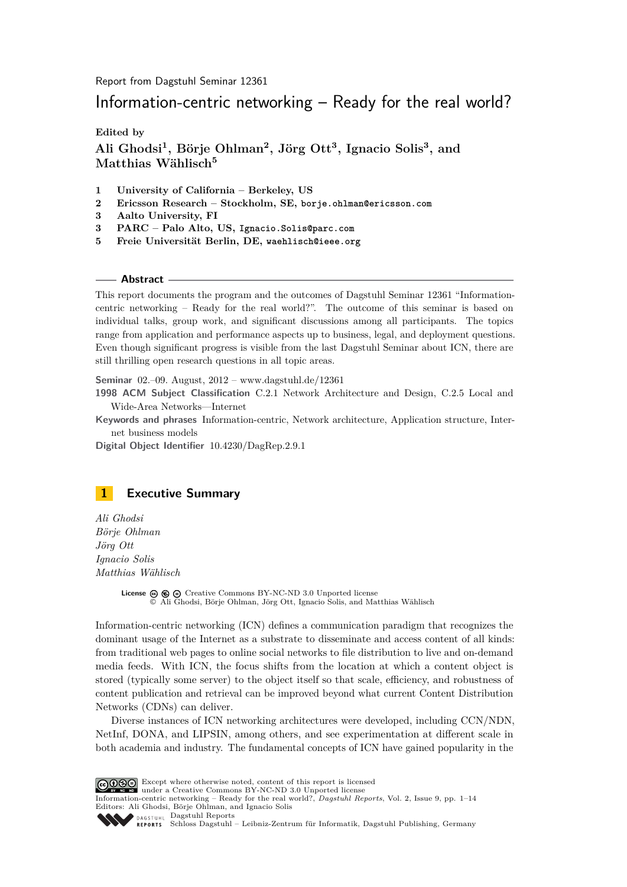Report from Dagstuhl Seminar 12361

# Information-centric networking – Ready for the real world?

**Edited by**

**Ali Ghodsi[1], Börje Ohlman[2], Jörg Ott[3], Ignacio Solis[3], and Matthias Wählisch[5]**

1. **University of California – Berkeley, US**
2. **Ericsson Research – Stockholm, SE,** borje.ohlman@ericsson.com
3. **Aalto University, FI**
3. **PARC – Palo Alto, US,** Ignacio.Solis@parc.com
5. **Freie Universität Berlin, DE,** waehlisch@ieee.org

## Abstract

This report documents the program and the outcomes of Dagstuhl Seminar 12361 "Information-centric networking – Ready for the real world?". The outcome of this seminar is based on individual talks, group work, and significant discussions among all participants. The topics range from application and performance aspects up to business, legal, and deployment questions. Even though significant progress is visible from the last Dagstuhl Seminar about ICN, there are still thrilling open research questions in all topic areas.

**Seminar** 02.–09. August, 2012 – www.dagstuhl.de/12361

**1998 ACM Subject Classification** C.2.1 Network Architecture and Design, C.2.5 Local and Wide-Area Networks—Internet

**Keywords and phrases** Information-centric, Network architecture, Application structure, Internet business models

**Digital Object Identifier** 10.4230/DagRep.2.9.1

## 1 Executive Summary

*Ali Ghodsi*
*Börje Ohlman*
*Jörg Ott*
*Ignacio Solis*
*Matthias Wählisch*

**License** Creative Commons BY-NC-ND 3.0 Unported license
© Ali Ghodsi, Börje Ohlman, Jörg Ott, Ignacio Solis, and Matthias Wählisch

Information-centric networking (ICN) defines a communication paradigm that recognizes the dominant usage of the Internet as a substrate to disseminate and access content of all kinds: from traditional web pages to online social networks to file distribution to live and on-demand media feeds. With ICN, the focus shifts from the location at which a content object is stored (typically some server) to the object itself so that scale, efficiency, and robustness of content publication and retrieval can be improved beyond what current Content Distribution Networks (CDNs) can deliver.

Diverse instances of ICN networking architectures were developed, including CCN/NDN, NetInf, DONA, and LIPSIN, among others, and see experimentation at different scale in both academia and industry. The fundamental concepts of ICN have gained popularity in the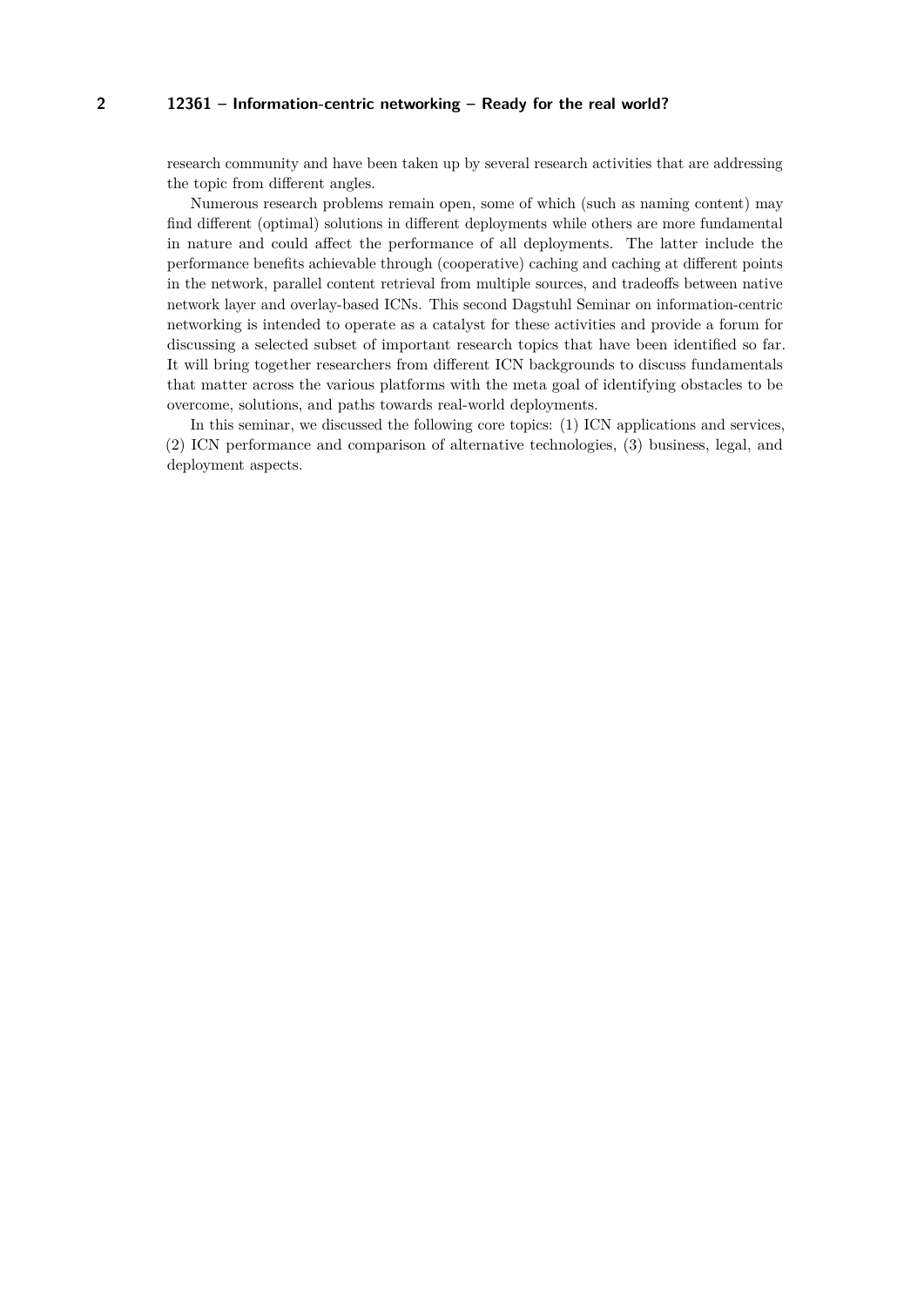research community and have been taken up by several research activities that are addressing the topic from different angles.

Numerous research problems remain open, some of which (such as naming content) may find different (optimal) solutions in different deployments while others are more fundamental in nature and could affect the performance of all deployments. The latter include the performance benefits achievable through (cooperative) caching and caching at different points in the network, parallel content retrieval from multiple sources, and tradeoffs between native network layer and overlay-based ICNs. This second Dagstuhl Seminar on information-centric networking is intended to operate as a catalyst for these activities and provide a forum for discussing a selected subset of important research topics that have been identified so far. It will bring together researchers from different ICN backgrounds to discuss fundamentals that matter across the various platforms with the meta goal of identifying obstacles to be overcome, solutions, and paths towards real-world deployments.

In this seminar, we discussed the following core topics: (1) ICN applications and services, (2) ICN performance and comparison of alternative technologies, (3) business, legal, and deployment aspects.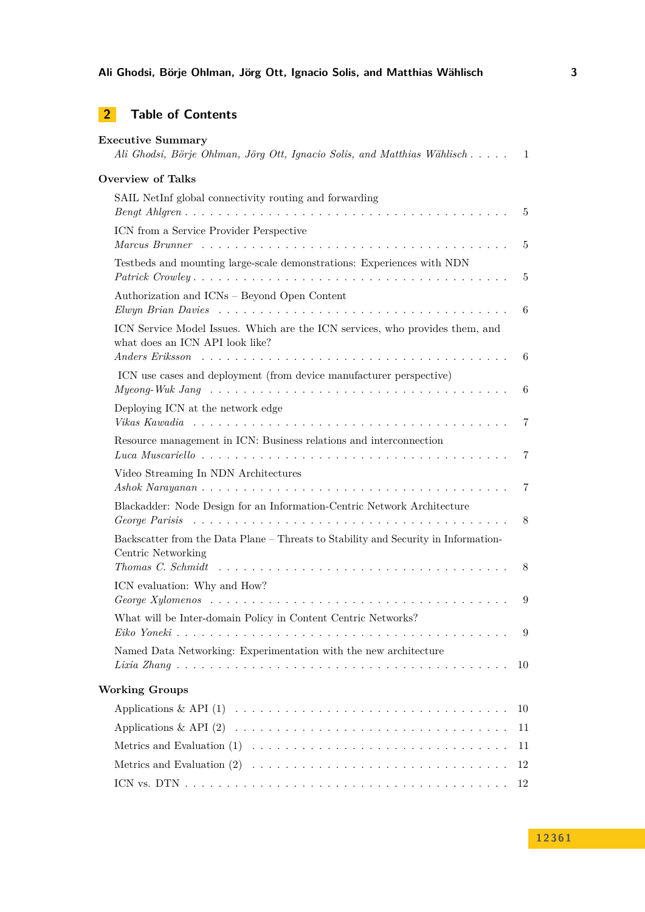## 2 Table of Contents

**Executive Summary**
*Ali Ghodsi, Börje Ohlman, Jörg Ott, Ignacio Solis, and Matthias Wählisch* . . . . . 1

**Overview of Talks**

SAIL NetInf global connectivity routing and forwarding
*Bengt Ahlgren* . . . . . 5

ICN from a Service Provider Perspective
*Marcus Brunner* . . . . . 5

Testbeds and mounting large-scale demonstrations: Experiences with NDN
*Patrick Crowley* . . . . . 5

Authorization and ICNs – Beyond Open Content
*Elwyn Brian Davies* . . . . . 6

ICN Service Model Issues. Which are the ICN services, who provides them, and what does an ICN API look like?
*Anders Eriksson* . . . . . 6

ICN use cases and deployment (from device manufacturer perspective)
*Myeong-Wuk Jang* . . . . . 6

Deploying ICN at the network edge
*Vikas Kawadia* . . . . . 7

Resource management in ICN: Business relations and interconnection
*Luca Muscariello* . . . . . 7

Video Streaming In NDN Architectures
*Ashok Narayanan* . . . . . 7

Blackadder: Node Design for an Information-Centric Network Architecture
*George Parisis* . . . . . 8

Backscatter from the Data Plane – Threats to Stability and Security in Information-Centric Networking
*Thomas C. Schmidt* . . . . . 8

ICN evaluation: Why and How?
*George Xylomenos* . . . . . 9

What will be Inter-domain Policy in Content Centric Networks?
*Eiko Yoneki* . . . . . 9

Named Data Networking: Experimentation with the new architecture
*Lixia Zhang* . . . . . 10

**Working Groups**

Applications & API (1) . . . . . 10

Applications & API (2) . . . . . 11

Metrics and Evaluation (1) . . . . . 11

Metrics and Evaluation (2) . . . . . 12

ICN vs. DTN . . . . . 12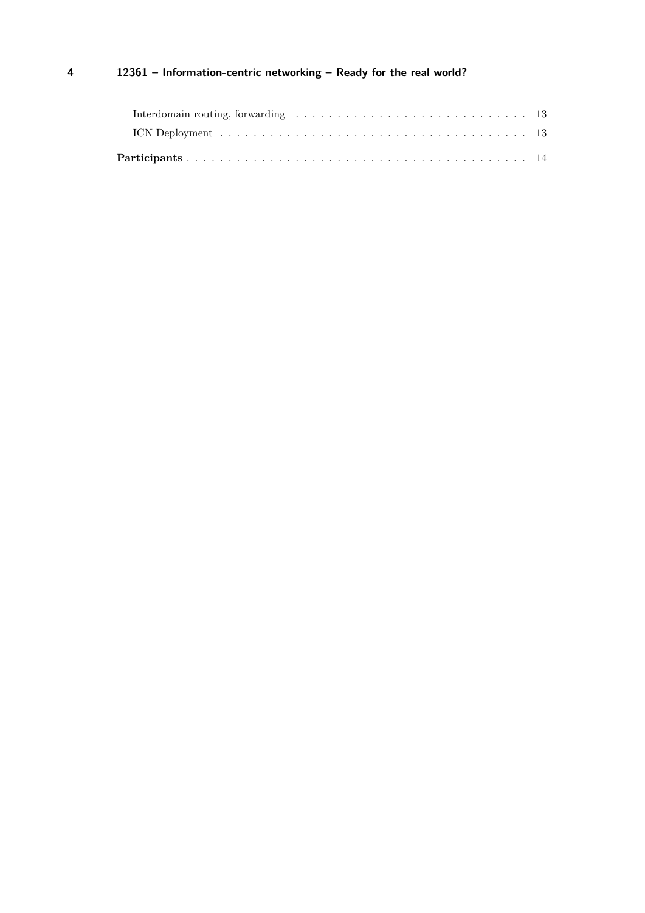Interdomain routing, forwarding . . . . . . . . . . . . . . . . . . . . . . . . . . . 13

ICN Deployment . . . . . . . . . . . . . . . . . . . . . . . . . . . . . . . . . . . 13

**Participants** . . . . . . . . . . . . . . . . . . . . . . . . . . . . . . . . . . . . . . . 14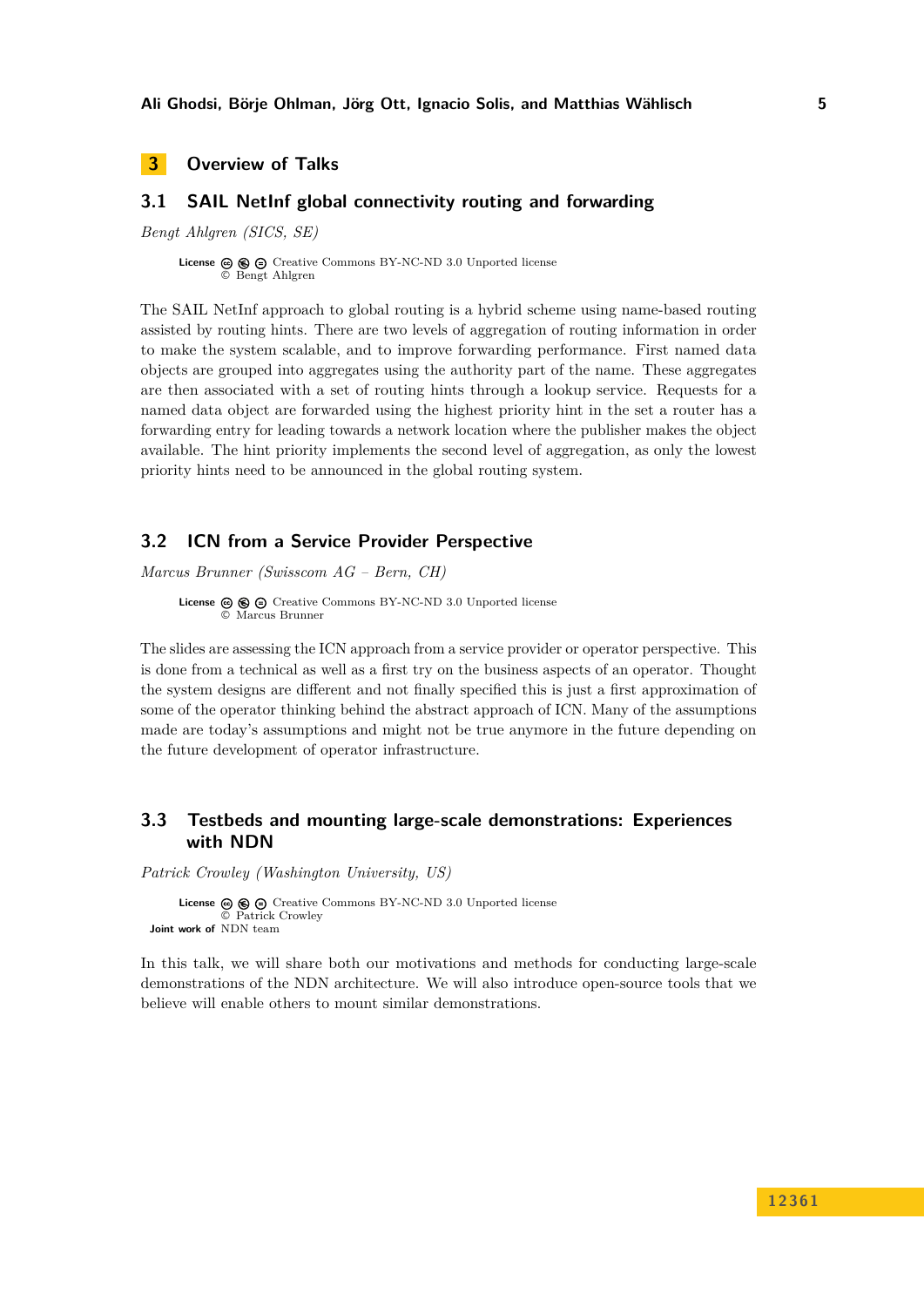# 3 Overview of Talks

## 3.1 SAIL NetInf global connectivity routing and forwarding

*Bengt Ahlgren (SICS, SE)*

**License** Creative Commons BY-NC-ND 3.0 Unported license
© Bengt Ahlgren

The SAIL NetInf approach to global routing is a hybrid scheme using name-based routing assisted by routing hints. There are two levels of aggregation of routing information in order to make the system scalable, and to improve forwarding performance. First named data objects are grouped into aggregates using the authority part of the name. These aggregates are then associated with a set of routing hints through a lookup service. Requests for a named data object are forwarded using the highest priority hint in the set a router has a forwarding entry for leading towards a network location where the publisher makes the object available. The hint priority implements the second level of aggregation, as only the lowest priority hints need to be announced in the global routing system.

## 3.2 ICN from a Service Provider Perspective

*Marcus Brunner (Swisscom AG – Bern, CH)*

**License** Creative Commons BY-NC-ND 3.0 Unported license
© Marcus Brunner

The slides are assessing the ICN approach from a service provider or operator perspective. This is done from a technical as well as a first try on the business aspects of an operator. Thought the system designs are different and not finally specified this is just a first approximation of some of the operator thinking behind the abstract approach of ICN. Many of the assumptions made are today's assumptions and might not be true anymore in the future depending on the future development of operator infrastructure.

## 3.3 Testbeds and mounting large-scale demonstrations: Experiences with NDN

*Patrick Crowley (Washington University, US)*

**License** Creative Commons BY-NC-ND 3.0 Unported license
© Patrick Crowley
**Joint work of** NDN team

In this talk, we will share both our motivations and methods for conducting large-scale demonstrations of the NDN architecture. We will also introduce open-source tools that we believe will enable others to mount similar demonstrations.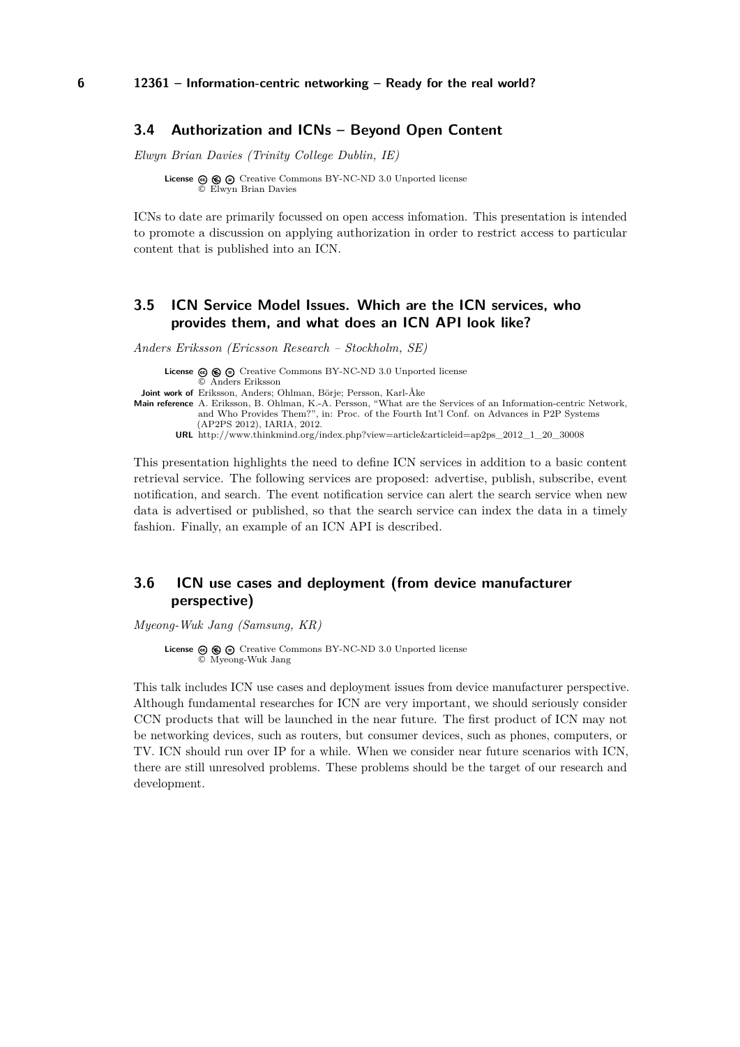## 3.4 Authorization and ICNs – Beyond Open Content

*Elwyn Brian Davies (Trinity College Dublin, IE)*

**License** Creative Commons BY-NC-ND 3.0 Unported license
© Elwyn Brian Davies

ICNs to date are primarily focussed on open access infomation. This presentation is intended to promote a discussion on applying authorization in order to restrict access to particular content that is published into an ICN.

## 3.5 ICN Service Model Issues. Which are the ICN services, who provides them, and what does an ICN API look like?

*Anders Eriksson (Ericsson Research – Stockholm, SE)*

**License** Creative Commons BY-NC-ND 3.0 Unported license
© Anders Eriksson
**Joint work of** Eriksson, Anders; Ohlman, Börje; Persson, Karl-Åke
**Main reference** A. Eriksson, B. Ohlman, K.-A. Persson, "What are the Services of an Information-centric Network, and Who Provides Them?", in: Proc. of the Fourth Int'l Conf. on Advances in P2P Systems (AP2PS 2012), IARIA, 2012.
**URL** http://www.thinkmind.org/index.php?view=article&articleid=ap2ps_2012_1_20_30008

This presentation highlights the need to define ICN services in addition to a basic content retrieval service. The following services are proposed: advertise, publish, subscribe, event notification, and search. The event notification service can alert the search service when new data is advertised or published, so that the search service can index the data in a timely fashion. Finally, an example of an ICN API is described.

## 3.6 ICN use cases and deployment (from device manufacturer perspective)

*Myeong-Wuk Jang (Samsung, KR)*

**License** Creative Commons BY-NC-ND 3.0 Unported license
© Myeong-Wuk Jang

This talk includes ICN use cases and deployment issues from device manufacturer perspective. Although fundamental researches for ICN are very important, we should seriously consider CCN products that will be launched in the near future. The first product of ICN may not be networking devices, such as routers, but consumer devices, such as phones, computers, or TV. ICN should run over IP for a while. When we consider near future scenarios with ICN, there are still unresolved problems. These problems should be the target of our research and development.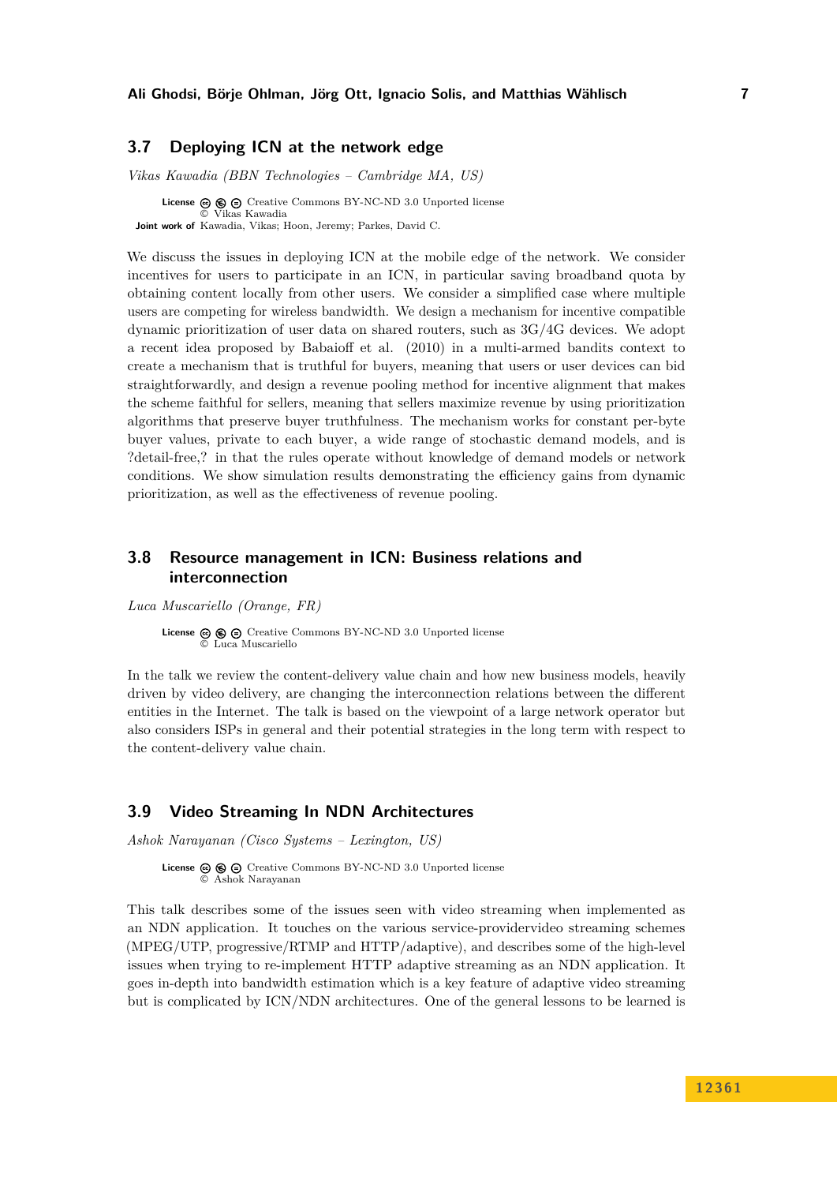## 3.7 Deploying ICN at the network edge

*Vikas Kawadia (BBN Technologies – Cambridge MA, US)*

**License** Creative Commons BY-NC-ND 3.0 Unported license
© Vikas Kawadia
**Joint work of** Kawadia, Vikas; Hoon, Jeremy; Parkes, David C.

We discuss the issues in deploying ICN at the mobile edge of the network. We consider incentives for users to participate in an ICN, in particular saving broadband quota by obtaining content locally from other users. We consider a simplified case where multiple users are competing for wireless bandwidth. We design a mechanism for incentive compatible dynamic prioritization of user data on shared routers, such as 3G/4G devices. We adopt a recent idea proposed by Babaioff et al. (2010) in a multi-armed bandits context to create a mechanism that is truthful for buyers, meaning that users or user devices can bid straightforwardly, and design a revenue pooling method for incentive alignment that makes the scheme faithful for sellers, meaning that sellers maximize revenue by using prioritization algorithms that preserve buyer truthfulness. The mechanism works for constant per-byte buyer values, private to each buyer, a wide range of stochastic demand models, and is ?detail-free,? in that the rules operate without knowledge of demand models or network conditions. We show simulation results demonstrating the efficiency gains from dynamic prioritization, as well as the effectiveness of revenue pooling.

## 3.8 Resource management in ICN: Business relations and interconnection

*Luca Muscariello (Orange, FR)*

**License** Creative Commons BY-NC-ND 3.0 Unported license
© Luca Muscariello

In the talk we review the content-delivery value chain and how new business models, heavily driven by video delivery, are changing the interconnection relations between the different entities in the Internet. The talk is based on the viewpoint of a large network operator but also considers ISPs in general and their potential strategies in the long term with respect to the content-delivery value chain.

## 3.9 Video Streaming In NDN Architectures

*Ashok Narayanan (Cisco Systems – Lexington, US)*

**License** Creative Commons BY-NC-ND 3.0 Unported license
© Ashok Narayanan

This talk describes some of the issues seen with video streaming when implemented as an NDN application. It touches on the various service-providervideo streaming schemes (MPEG/UTP, progressive/RTMP and HTTP/adaptive), and describes some of the high-level issues when trying to re-implement HTTP adaptive streaming as an NDN application. It goes in-depth into bandwidth estimation which is a key feature of adaptive video streaming but is complicated by ICN/NDN architectures. One of the general lessons to be learned is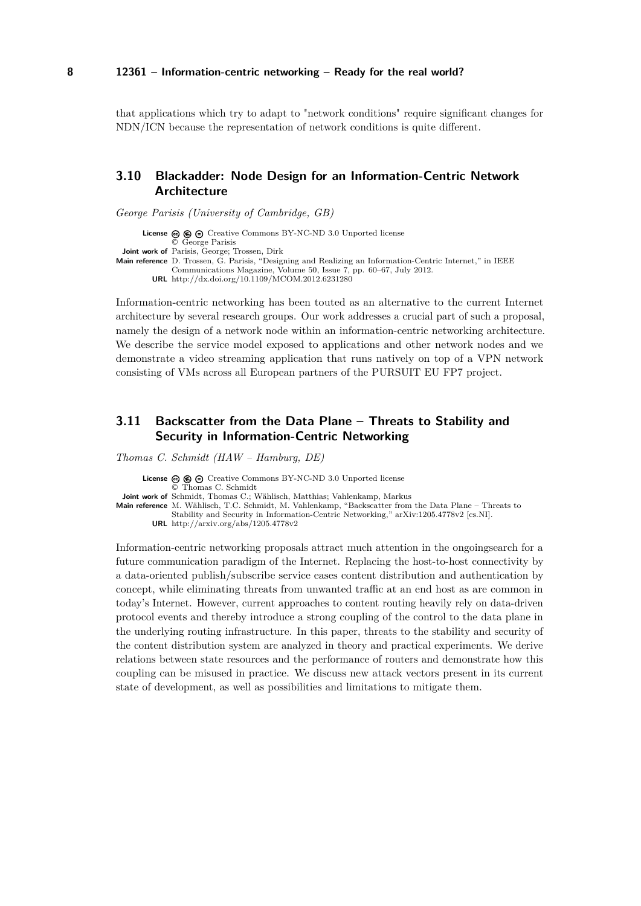that applications which try to adapt to "network conditions" require significant changes for NDN/ICN because the representation of network conditions is quite different.

## 3.10 Blackadder: Node Design for an Information-Centric Network Architecture

*George Parisis (University of Cambridge, GB)*

**License** Creative Commons BY-NC-ND 3.0 Unported license
© George Parisis
**Joint work of** Parisis, George; Trossen, Dirk
**Main reference** D. Trossen, G. Parisis, "Designing and Realizing an Information-Centric Internet," in IEEE Communications Magazine, Volume 50, Issue 7, pp. 60–67, July 2012.
**URL** http://dx.doi.org/10.1109/MCOM.2012.6231280

Information-centric networking has been touted as an alternative to the current Internet architecture by several research groups. Our work addresses a crucial part of such a proposal, namely the design of a network node within an information-centric networking architecture. We describe the service model exposed to applications and other network nodes and we demonstrate a video streaming application that runs natively on top of a VPN network consisting of VMs across all European partners of the PURSUIT EU FP7 project.

## 3.11 Backscatter from the Data Plane – Threats to Stability and Security in Information-Centric Networking

*Thomas C. Schmidt (HAW – Hamburg, DE)*

**License** Creative Commons BY-NC-ND 3.0 Unported license
© Thomas C. Schmidt
**Joint work of** Schmidt, Thomas C.; Wählisch, Matthias; Vahlenkamp, Markus
**Main reference** M. Wählisch, T.C. Schmidt, M. Vahlenkamp, "Backscatter from the Data Plane – Threats to Stability and Security in Information-Centric Networking," arXiv:1205.4778v2 [cs.NI].
**URL** http://arxiv.org/abs/1205.4778v2

Information-centric networking proposals attract much attention in the ongoingsearch for a future communication paradigm of the Internet. Replacing the host-to-host connectivity by a data-oriented publish/subscribe service eases content distribution and authentication by concept, while eliminating threats from unwanted traffic at an end host as are common in today's Internet. However, current approaches to content routing heavily rely on data-driven protocol events and thereby introduce a strong coupling of the control to the data plane in the underlying routing infrastructure. In this paper, threats to the stability and security of the content distribution system are analyzed in theory and practical experiments. We derive relations between state resources and the performance of routers and demonstrate how this coupling can be misused in practice. We discuss new attack vectors present in its current state of development, as well as possibilities and limitations to mitigate them.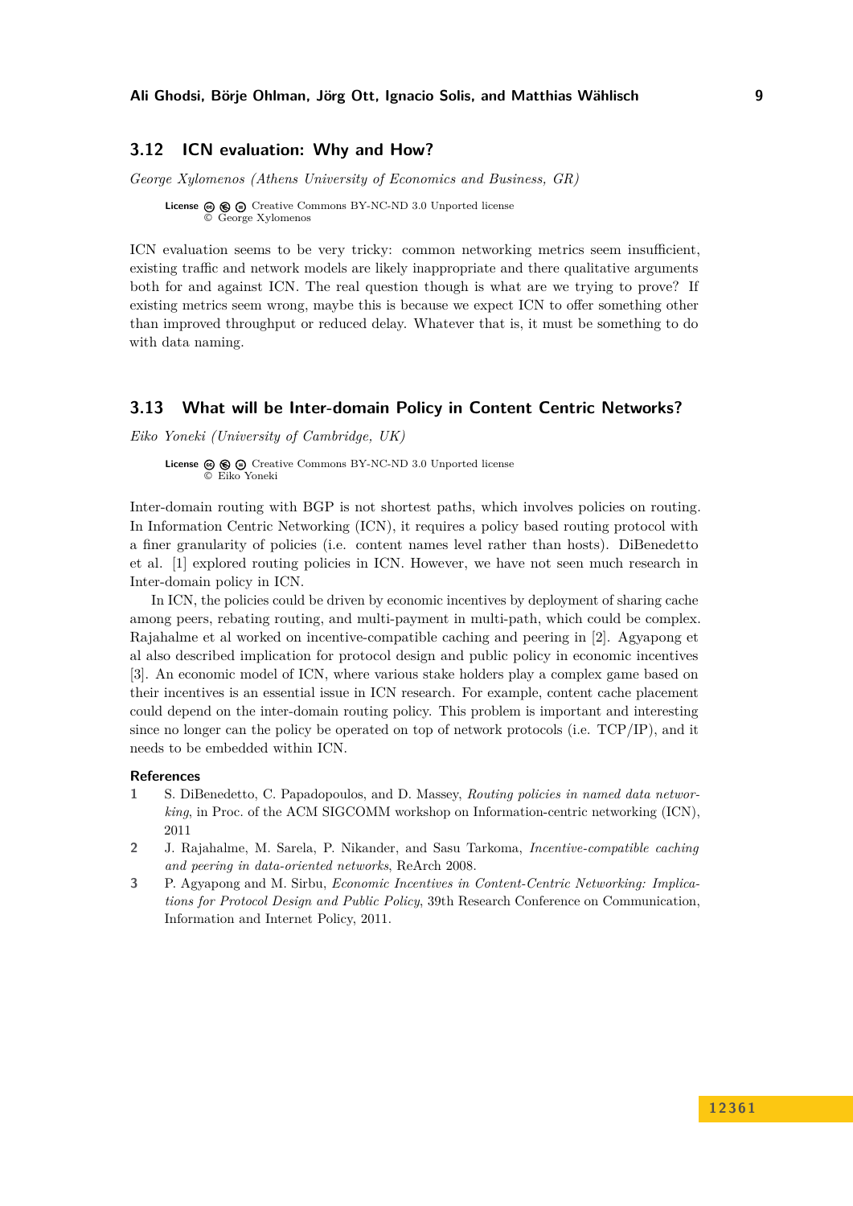## 3.12 ICN evaluation: Why and How?

*George Xylomenos (Athens University of Economics and Business, GR)*

**License** Creative Commons BY-NC-ND 3.0 Unported license
© George Xylomenos

ICN evaluation seems to be very tricky: common networking metrics seem insufficient, existing traffic and network models are likely inappropriate and there qualitative arguments both for and against ICN. The real question though is what are we trying to prove? If existing metrics seem wrong, maybe this is because we expect ICN to offer something other than improved throughput or reduced delay. Whatever that is, it must be something to do with data naming.

## 3.13 What will be Inter-domain Policy in Content Centric Networks?

*Eiko Yoneki (University of Cambridge, UK)*

**License** Creative Commons BY-NC-ND 3.0 Unported license
© Eiko Yoneki

Inter-domain routing with BGP is not shortest paths, which involves policies on routing. In Information Centric Networking (ICN), it requires a policy based routing protocol with a finer granularity of policies (i.e. content names level rather than hosts). DiBenedetto et al. [1] explored routing policies in ICN. However, we have not seen much research in Inter-domain policy in ICN.

In ICN, the policies could be driven by economic incentives by deployment of sharing cache among peers, rebating routing, and multi-payment in multi-path, which could be complex. Rajahalme et al worked on incentive-compatible caching and peering in [2]. Agyapong et al also described implication for protocol design and public policy in economic incentives [3]. An economic model of ICN, where various stake holders play a complex game based on their incentives is an essential issue in ICN research. For example, content cache placement could depend on the inter-domain routing policy. This problem is important and interesting since no longer can the policy be operated on top of network protocols (i.e. TCP/IP), and it needs to be embedded within ICN.

### References

1. S. DiBenedetto, C. Papadopoulos, and D. Massey, *Routing policies in named data networking*, in Proc. of the ACM SIGCOMM workshop on Information-centric networking (ICN), 2011
2. J. Rajahalme, M. Sarela, P. Nikander, and Sasu Tarkoma, *Incentive-compatible caching and peering in data-oriented networks*, ReArch 2008.
3. P. Agyapong and M. Sirbu, *Economic Incentives in Content-Centric Networking: Implications for Protocol Design and Public Policy*, 39th Research Conference on Communication, Information and Internet Policy, 2011.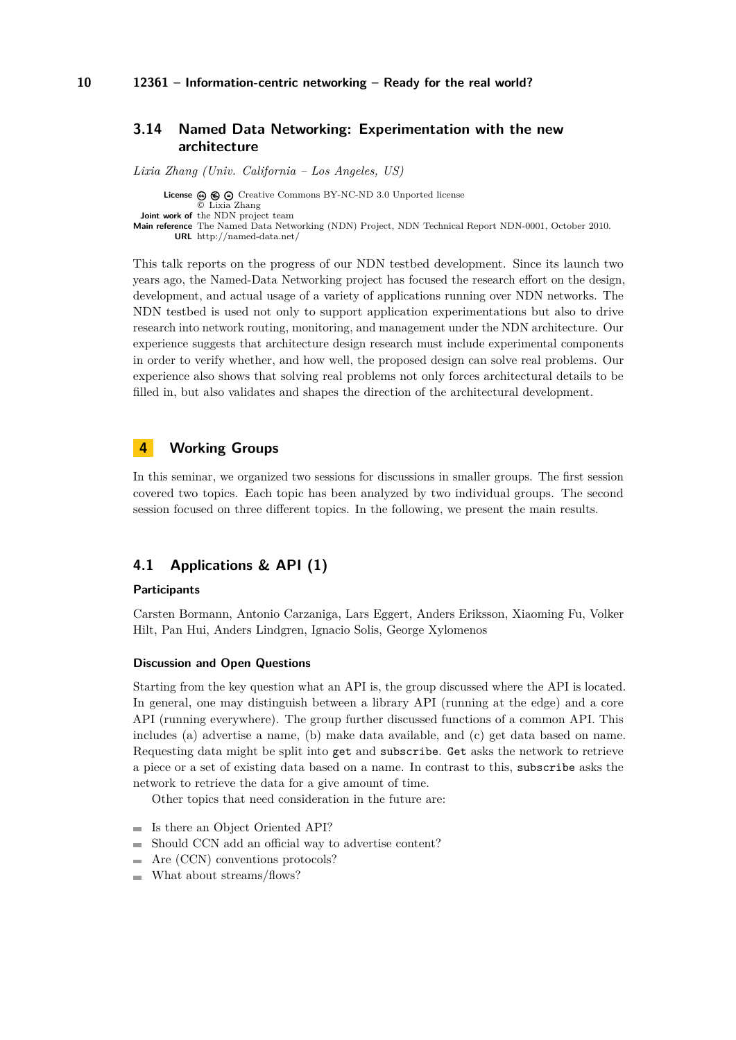### 3.14 Named Data Networking: Experimentation with the new architecture

*Lixia Zhang (Univ. California – Los Angeles, US)*

**License** Creative Commons BY-NC-ND 3.0 Unported license
© Lixia Zhang
**Joint work of** the NDN project team
**Main reference** The Named Data Networking (NDN) Project, NDN Technical Report NDN-0001, October 2010.
**URL** http://named-data.net/

This talk reports on the progress of our NDN testbed development. Since its launch two years ago, the Named-Data Networking project has focused the research effort on the design, development, and actual usage of a variety of applications running over NDN networks. The NDN testbed is used not only to support application experimentations but also to drive research into network routing, monitoring, and management under the NDN architecture. Our experience suggests that architecture design research must include experimental components in order to verify whether, and how well, the proposed design can solve real problems. Our experience also shows that solving real problems not only forces architectural details to be filled in, but also validates and shapes the direction of the architectural development.

## 4 Working Groups

In this seminar, we organized two sessions for discussions in smaller groups. The first session covered two topics. Each topic has been analyzed by two individual groups. The second session focused on three different topics. In the following, we present the main results.

### 4.1 Applications & API (1)

#### Participants

Carsten Bormann, Antonio Carzaniga, Lars Eggert, Anders Eriksson, Xiaoming Fu, Volker Hilt, Pan Hui, Anders Lindgren, Ignacio Solis, George Xylomenos

#### Discussion and Open Questions

Starting from the key question what an API is, the group discussed where the API is located. In general, one may distinguish between a library API (running at the edge) and a core API (running everywhere). The group further discussed functions of a common API. This includes (a) advertise a name, (b) make data available, and (c) get data based on name. Requesting data might be split into `get` and `subscribe`. `Get` asks the network to retrieve a piece or a set of existing data based on a name. In contrast to this, `subscribe` asks the network to retrieve the data for a give amount of time.

Other topics that need consideration in the future are:

- Is there an Object Oriented API?
- Should CCN add an official way to advertise content?
- Are (CCN) conventions protocols?
- What about streams/flows?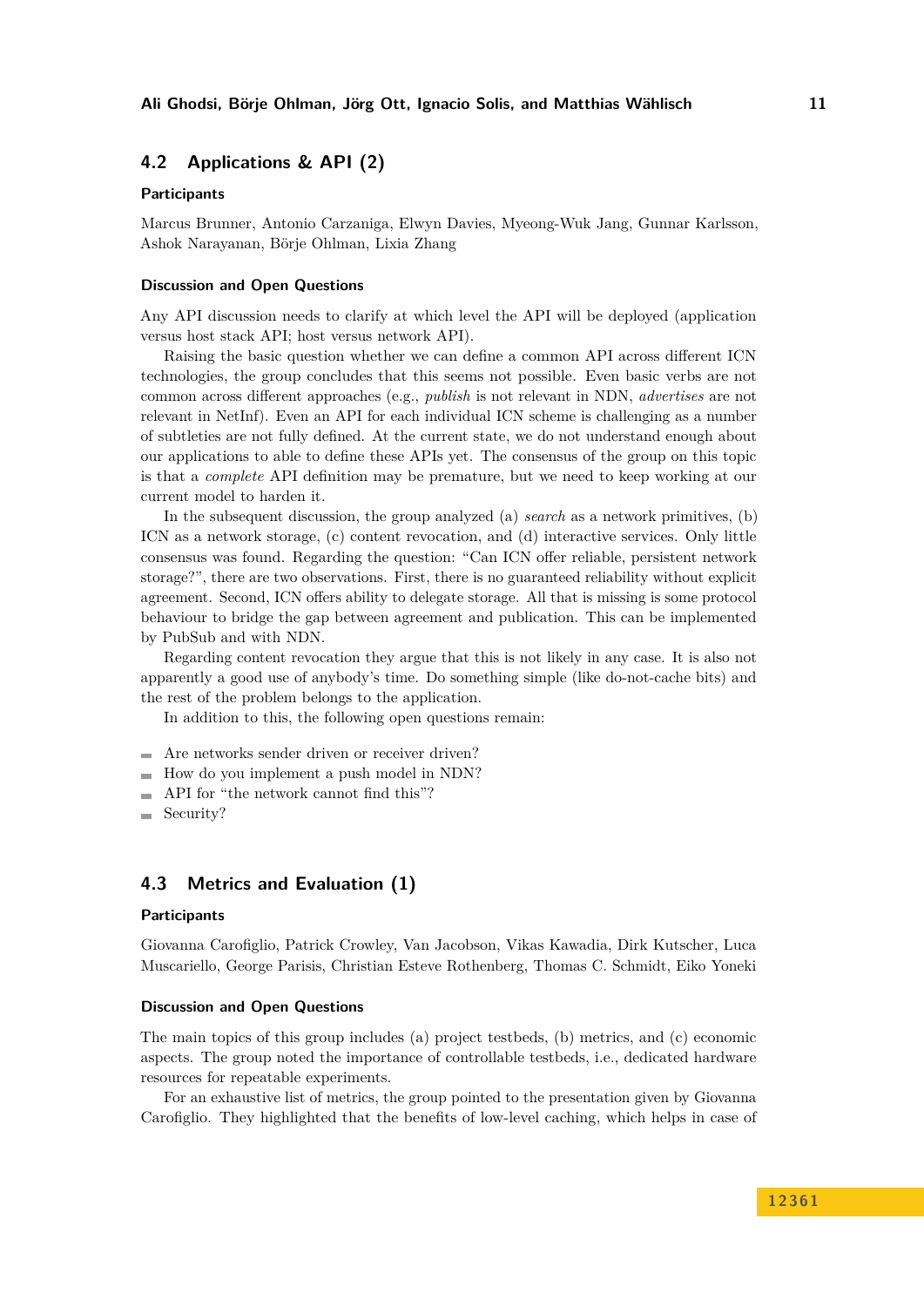## 4.2 Applications & API (2)

#### Participants

Marcus Brunner, Antonio Carzaniga, Elwyn Davies, Myeong-Wuk Jang, Gunnar Karlsson, Ashok Narayanan, Börje Ohlman, Lixia Zhang

#### Discussion and Open Questions

Any API discussion needs to clarify at which level the API will be deployed (application versus host stack API; host versus network API).

Raising the basic question whether we can define a common API across different ICN technologies, the group concludes that this seems not possible. Even basic verbs are not common across different approaches (e.g., *publish* is not relevant in NDN, *advertises* are not relevant in NetInf). Even an API for each individual ICN scheme is challenging as a number of subtleties are not fully defined. At the current state, we do not understand enough about our applications to able to define these APIs yet. The consensus of the group on this topic is that a *complete* API definition may be premature, but we need to keep working at our current model to harden it.

In the subsequent discussion, the group analyzed (a) *search* as a network primitives, (b) ICN as a network storage, (c) content revocation, and (d) interactive services. Only little consensus was found. Regarding the question: "Can ICN offer reliable, persistent network storage?", there are two observations. First, there is no guaranteed reliability without explicit agreement. Second, ICN offers ability to delegate storage. All that is missing is some protocol behaviour to bridge the gap between agreement and publication. This can be implemented by PubSub and with NDN.

Regarding content revocation they argue that this is not likely in any case. It is also not apparently a good use of anybody's time. Do something simple (like do-not-cache bits) and the rest of the problem belongs to the application.

In addition to this, the following open questions remain:

- Are networks sender driven or receiver driven?
- How do you implement a push model in NDN?
- API for "the network cannot find this"?
- Security?

## 4.3 Metrics and Evaluation (1)

#### Participants

Giovanna Carofiglio, Patrick Crowley, Van Jacobson, Vikas Kawadia, Dirk Kutscher, Luca Muscariello, George Parisis, Christian Esteve Rothenberg, Thomas C. Schmidt, Eiko Yoneki

#### Discussion and Open Questions

The main topics of this group includes (a) project testbeds, (b) metrics, and (c) economic aspects. The group noted the importance of controllable testbeds, i.e., dedicated hardware resources for repeatable experiments.

For an exhaustive list of metrics, the group pointed to the presentation given by Giovanna Carofiglio. They highlighted that the benefits of low-level caching, which helps in case of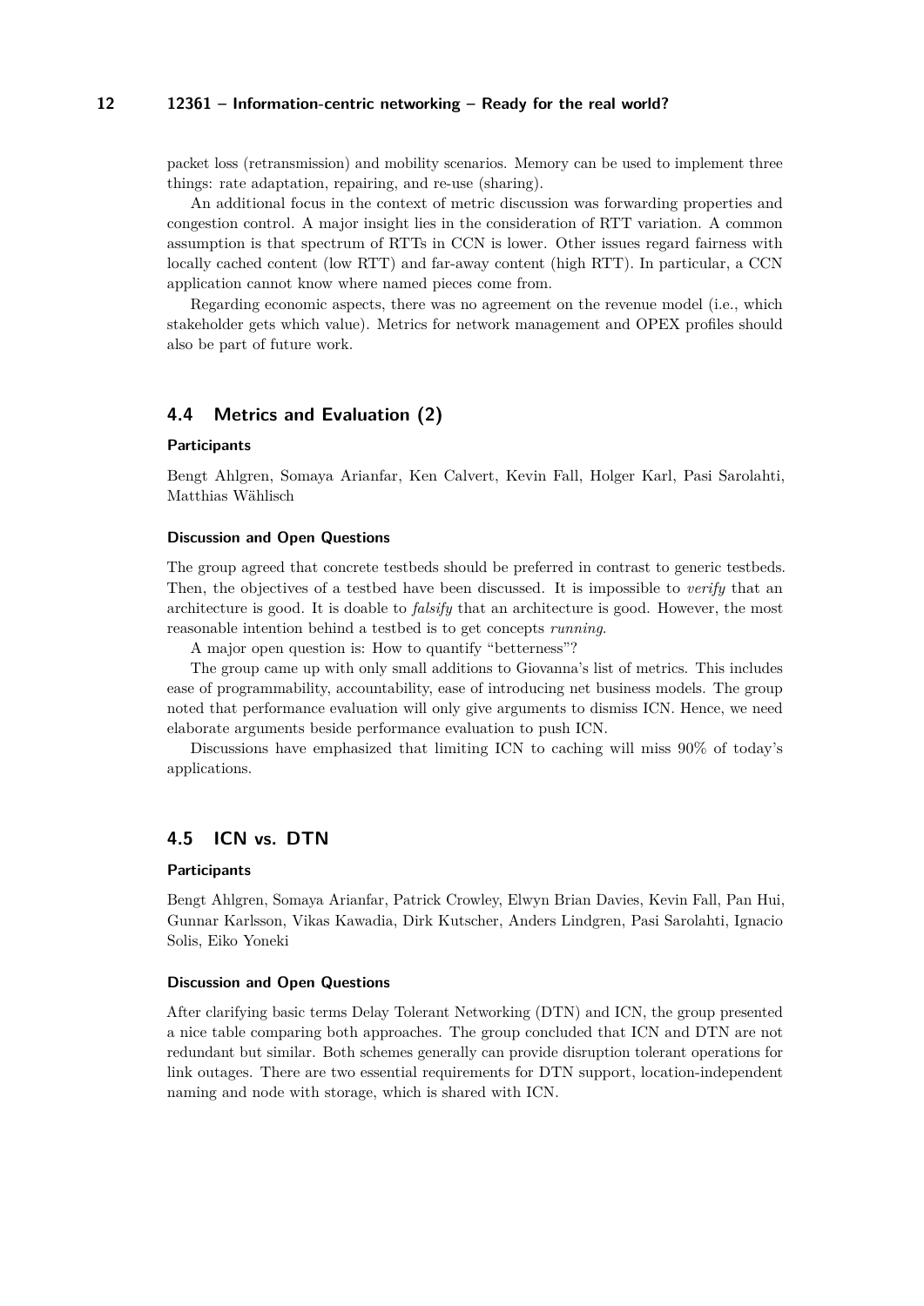packet loss (retransmission) and mobility scenarios. Memory can be used to implement three things: rate adaptation, repairing, and re-use (sharing).

An additional focus in the context of metric discussion was forwarding properties and congestion control. A major insight lies in the consideration of RTT variation. A common assumption is that spectrum of RTTs in CCN is lower. Other issues regard fairness with locally cached content (low RTT) and far-away content (high RTT). In particular, a CCN application cannot know where named pieces come from.

Regarding economic aspects, there was no agreement on the revenue model (i.e., which stakeholder gets which value). Metrics for network management and OPEX profiles should also be part of future work.

## 4.4 Metrics and Evaluation (2)

#### Participants

Bengt Ahlgren, Somaya Arianfar, Ken Calvert, Kevin Fall, Holger Karl, Pasi Sarolahti, Matthias Wählisch

#### Discussion and Open Questions

The group agreed that concrete testbeds should be preferred in contrast to generic testbeds. Then, the objectives of a testbed have been discussed. It is impossible to *verify* that an architecture is good. It is doable to *falsify* that an architecture is good. However, the most reasonable intention behind a testbed is to get concepts *running*.

A major open question is: How to quantify "betterness"?

The group came up with only small additions to Giovanna's list of metrics. This includes ease of programmability, accountability, ease of introducing net business models. The group noted that performance evaluation will only give arguments to dismiss ICN. Hence, we need elaborate arguments beside performance evaluation to push ICN.

Discussions have emphasized that limiting ICN to caching will miss 90% of today's applications.

## 4.5 ICN vs. DTN

#### Participants

Bengt Ahlgren, Somaya Arianfar, Patrick Crowley, Elwyn Brian Davies, Kevin Fall, Pan Hui, Gunnar Karlsson, Vikas Kawadia, Dirk Kutscher, Anders Lindgren, Pasi Sarolahti, Ignacio Solis, Eiko Yoneki

#### Discussion and Open Questions

After clarifying basic terms Delay Tolerant Networking (DTN) and ICN, the group presented a nice table comparing both approaches. The group concluded that ICN and DTN are not redundant but similar. Both schemes generally can provide disruption tolerant operations for link outages. There are two essential requirements for DTN support, location-independent naming and node with storage, which is shared with ICN.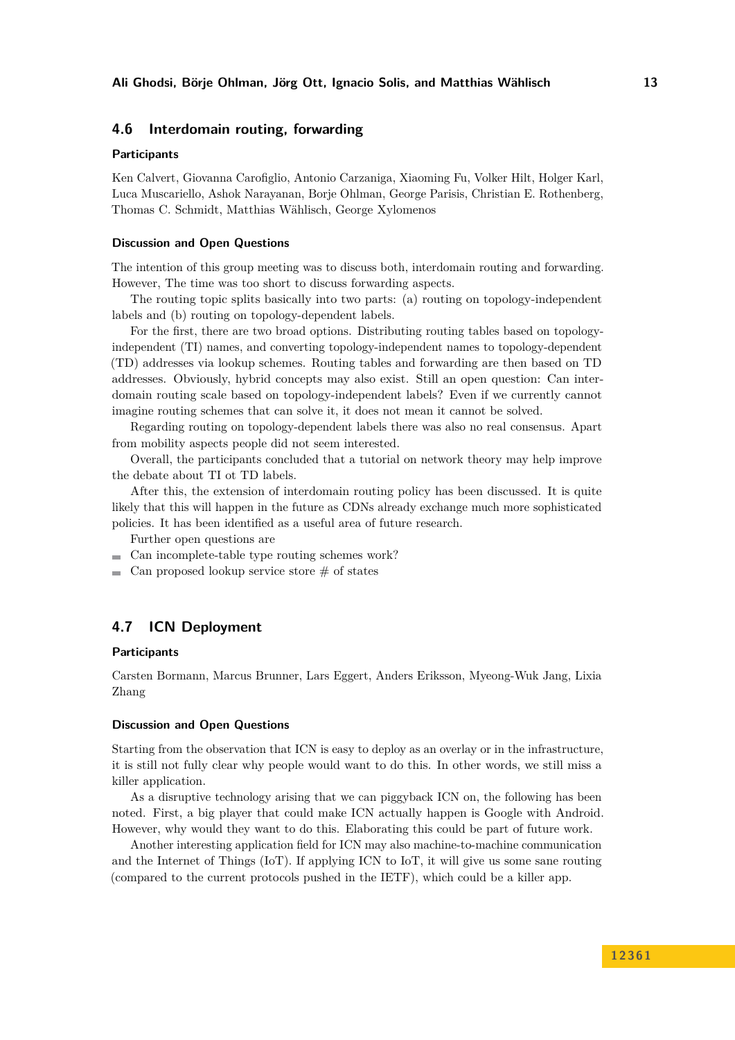## 4.6 Interdomain routing, forwarding

### Participants

Ken Calvert, Giovanna Carofiglio, Antonio Carzaniga, Xiaoming Fu, Volker Hilt, Holger Karl, Luca Muscariello, Ashok Narayanan, Borje Ohlman, George Parisis, Christian E. Rothenberg, Thomas C. Schmidt, Matthias Wählisch, George Xylomenos

### Discussion and Open Questions

The intention of this group meeting was to discuss both, interdomain routing and forwarding. However, The time was too short to discuss forwarding aspects.

The routing topic splits basically into two parts: (a) routing on topology-independent labels and (b) routing on topology-dependent labels.

For the first, there are two broad options. Distributing routing tables based on topology-independent (TI) names, and converting topology-independent names to topology-dependent (TD) addresses via lookup schemes. Routing tables and forwarding are then based on TD addresses. Obviously, hybrid concepts may also exist. Still an open question: Can inter-domain routing scale based on topology-independent labels? Even if we currently cannot imagine routing schemes that can solve it, it does not mean it cannot be solved.

Regarding routing on topology-dependent labels there was also no real consensus. Apart from mobility aspects people did not seem interested.

Overall, the participants concluded that a tutorial on network theory may help improve the debate about TI ot TD labels.

After this, the extension of interdomain routing policy has been discussed. It is quite likely that this will happen in the future as CDNs already exchange much more sophisticated policies. It has been identified as a useful area of future research.

Further open questions are

- Can incomplete-table type routing schemes work?
- Can proposed lookup service store # of states

## 4.7 ICN Deployment

### Participants

Carsten Bormann, Marcus Brunner, Lars Eggert, Anders Eriksson, Myeong-Wuk Jang, Lixia Zhang

### Discussion and Open Questions

Starting from the observation that ICN is easy to deploy as an overlay or in the infrastructure, it is still not fully clear why people would want to do this. In other words, we still miss a killer application.

As a disruptive technology arising that we can piggyback ICN on, the following has been noted. First, a big player that could make ICN actually happen is Google with Android. However, why would they want to do this. Elaborating this could be part of future work.

Another interesting application field for ICN may also machine-to-machine communication and the Internet of Things (IoT). If applying ICN to IoT, it will give us some sane routing (compared to the current protocols pushed in the IETF), which could be a killer app.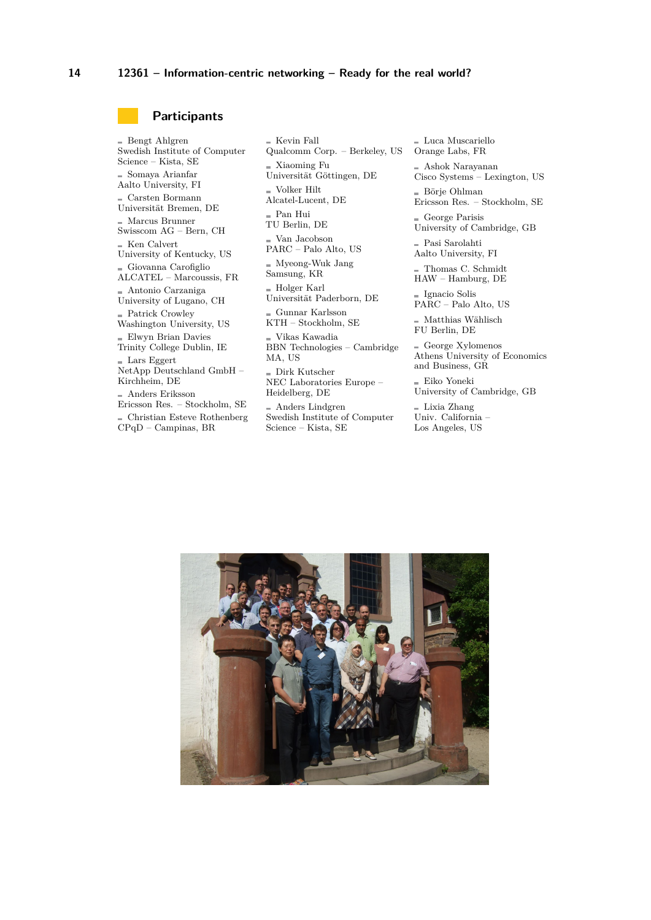## Participants

- Bengt Ahlgren
Swedish Institute of Computer Science – Kista, SE
- Somaya Arianfar
Aalto University, FI
- Carsten Bormann
Universität Bremen, DE
- Marcus Brunner
Swisscom AG – Bern, CH
- Ken Calvert
University of Kentucky, US
- Giovanna Carofiglio
ALCATEL – Marcoussis, FR
- Antonio Carzaniga
University of Lugano, CH
- Patrick Crowley
Washington University, US
- Elwyn Brian Davies
Trinity College Dublin, IE
- Lars Eggert
NetApp Deutschland GmbH – Kirchheim, DE
- Anders Eriksson
Ericsson Res. – Stockholm, SE
- Christian Esteve Rothenberg
CPqD – Campinas, BR
- Kevin Fall
Qualcomm Corp. – Berkeley, US
- Xiaoming Fu
Universität Göttingen, DE
- Volker Hilt
Alcatel-Lucent, DE
- Pan Hui
TU Berlin, DE
- Van Jacobson
PARC – Palo Alto, US
- Myeong-Wuk Jang
Samsung, KR
- Holger Karl
Universität Paderborn, DE
- Gunnar Karlsson
KTH – Stockholm, SE
- Vikas Kawadia
BBN Technologies – Cambridge MA, US
- Dirk Kutscher
NEC Laboratories Europe – Heidelberg, DE
- Anders Lindgren
Swedish Institute of Computer Science – Kista, SE
- Luca Muscariello
Orange Labs, FR
- Ashok Narayanan
Cisco Systems – Lexington, US
- Börje Ohlman
Ericsson Res. – Stockholm, SE
- George Parisis
University of Cambridge, GB
- Pasi Sarolahti
Aalto University, FI
- Thomas C. Schmidt
HAW – Hamburg, DE
- Ignacio Solis
PARC – Palo Alto, US
- Matthias Wählisch
FU Berlin, DE
- George Xylomenos
Athens University of Economics and Business, GR
- Eiko Yoneki
University of Cambridge, GB
- Lixia Zhang
Univ. California – Los Angeles, US